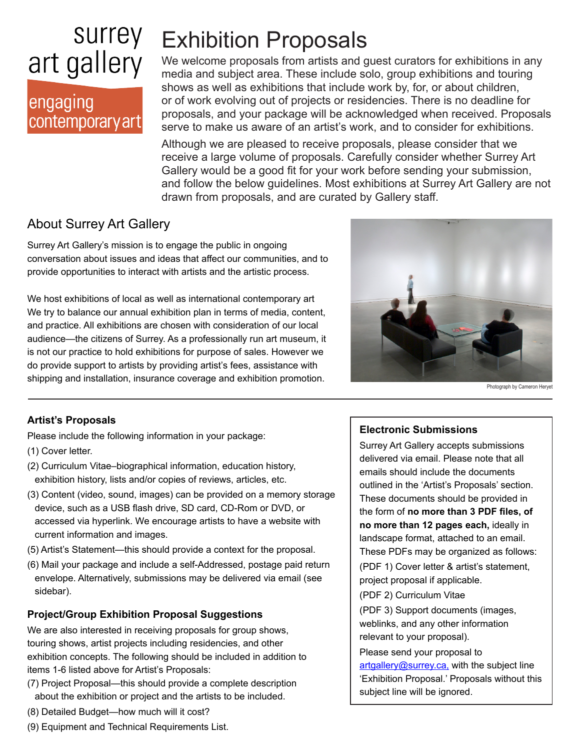surrey art gallery

engaging contemporary art

# Exhibition Proposals

We welcome proposals from artists and guest curators for exhibitions in any media and subject area. These include solo, group exhibitions and touring shows as well as exhibitions that include work by, for, or about children, or of work evolving out of projects or residencies. There is no deadline for proposals, and your package will be acknowledged when received. Proposals serve to make us aware of an artist's work, and to consider for exhibitions.

Although we are pleased to receive proposals, please consider that we receive a large volume of proposals. Carefully consider whether Surrey Art Gallery would be a good fit for your work before sending your submission, and follow the below guidelines. Most exhibitions at Surrey Art Gallery are not drawn from proposals, and are curated by Gallery staff.

## About Surrey Art Gallery

Surrey Art Gallery's mission is to engage the public in ongoing conversation about issues and ideas that affect our communities, and to provide opportunities to interact with artists and the artistic process.

We host exhibitions of local as well as international contemporary art We try to balance our annual exhibition plan in terms of media, content, and practice. All exhibitions are chosen with consideration of our local audience—the citizens of Surrey. As a professionally run art museum, it is not our practice to hold exhibitions for purpose of sales. However we do provide support to artists by providing artist's fees, assistance with shipping and installation, insurance coverage and exhibition promotion.

Photograph by Cameron Heryet

---

### Artist's Proposals

Please include the following information in your package:

(1) Cover letter.

(2) Curriculum Vitae–biographical information, education history, exhibition history, lists and/or copies of reviews, articles, etc.

(3) Content (video, sound, images) can be provided on a memory storage device, such as a USB flash drive, SD card, CD-Rom or DVD, or accessed via hyperlink. We encourage artists to have a website with current information and images.

(5) Artist's Statement—this should provide a context for the proposal.

(6) Mail your package and include a self-Addressed, postage paid return envelope. Alternatively, submissions may be delivered via email (see sidebar).

### Project/Group Exhibition Proposal Suggestions

We are also interested in receiving proposals for group shows, touring shows, artist projects including residencies, and other exhibition concepts. The following should be included in addition to items 1-6 listed above for Artist's Proposals:

(7) Project Proposal—this should provide a complete description about the exhibition or project and the artists to be included.

(8) Detailed Budget—how much will it cost?

(9) Equipment and Technical Requirements List.

### Electronic Submissions

Surrey Art Gallery accepts submissions delivered via email. Please note that all emails should include the documents outlined in the 'Artist's Proposals' section. These documents should be provided in the form of **no more than 3 PDF files, of no more than 12 pages each,** ideally in landscape format, attached to an email. These PDFs may be organized as follows:

(PDF 1) Cover letter & artist's statement, project proposal if applicable.

(PDF 2) Curriculum Vitae

(PDF 3) Support documents (images, weblinks, and any other information relevant to your proposal).

Please send your proposal to artgallery@surrey.ca, with the subject line 'Exhibition Proposal.' Proposals without this subject line will be ignored.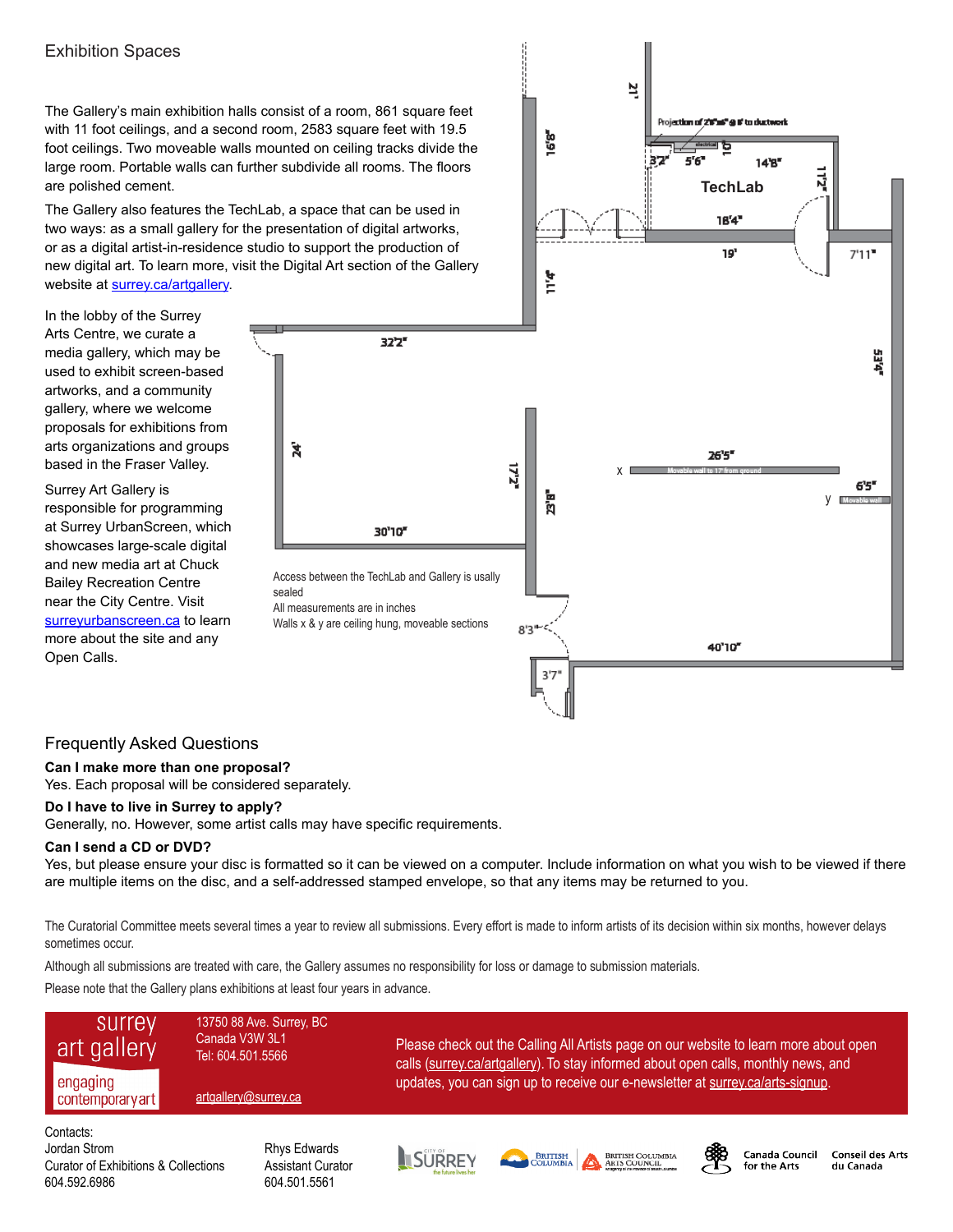## Exhibition Spaces

The Gallery's main exhibition halls consist of a room, 861 square feet with 11 foot ceilings, and a second room, 2583 square feet with 19.5 foot ceilings. Two moveable walls mounted on ceiling tracks divide the large room. Portable walls can further subdivide all rooms. The floors are polished cement.

The Gallery also features the TechLab, a space that can be used in two ways: as a small gallery for the presentation of digital artworks, or as a digital artist-in-residence studio to support the production of new digital art. To learn more, visit the Digital Art section of the Gallery website at surrey.ca/artgallery.

In the lobby of the Surrey Arts Centre, we curate a media gallery, which may be used to exhibit screen-based artworks, and a community gallery, where we welcome proposals for exhibitions from arts organizations and groups based in the Fraser Valley.

Surrey Art Gallery is responsible for programming at Surrey UrbanScreen, which showcases large-scale digital and new media art at Chuck Bailey Recreation Centre near the City Centre. Visit surreyurbanscreen.ca to learn more about the site and any Open Calls.

Projection of 2'6"x6" @ 8' to ductwork
21'
16'8"
10'
3'2"
5'6"
14'8"
11'2"
TechLab
18'4"
19'
7'11"
11'4"
32'2"
53'4"
24'
17'2"
26'5"
x
Movable wall to 17' from ground
6'5"
y
Movable wall
23'8"
30'10"
8'3"
40'10"
3'7"

Access between the TechLab and Gallery is usally sealed
All measurements are in inches
Walls x & y are ceiling hung, moveable sections

## Frequently Asked Questions

**Can I make more than one proposal?**
Yes. Each proposal will be considered separately.

**Do I have to live in Surrey to apply?**
Generally, no. However, some artist calls may have specific requirements.

**Can I send a CD or DVD?**
Yes, but please ensure your disc is formatted so it can be viewed on a computer. Include information on what you wish to be viewed if there are multiple items on the disc, and a self-addressed stamped envelope, so that any items may be returned to you.

The Curatorial Committee meets several times a year to review all submissions. Every effort is made to inform artists of its decision within six months, however delays sometimes occur.

Although all submissions are treated with care, the Gallery assumes no responsibility for loss or damage to submission materials.

Please note that the Gallery plans exhibitions at least four years in advance.

surrey art gallery
engaging contemporary art

13750 88 Ave. Surrey, BC
Canada V3W 3L1
Tel: 604.501.5566

artgallery@surrey.ca

Please check out the Calling All Artists page on our website to learn more about open calls (surrey.ca/artgallery). To stay informed about open calls, monthly news, and updates, you can sign up to receive our e-newsletter at surrey.ca/arts-signup.

Contacts:
Jordan Strom
Curator of Exhibitions & Collections
604.592.6986

Rhys Edwards
Assistant Curator
604.501.5561

City of Surrey — the future lives here
British Columbia
British Columbia Arts Council
Canada Council for the Arts — Conseil des Arts du Canada